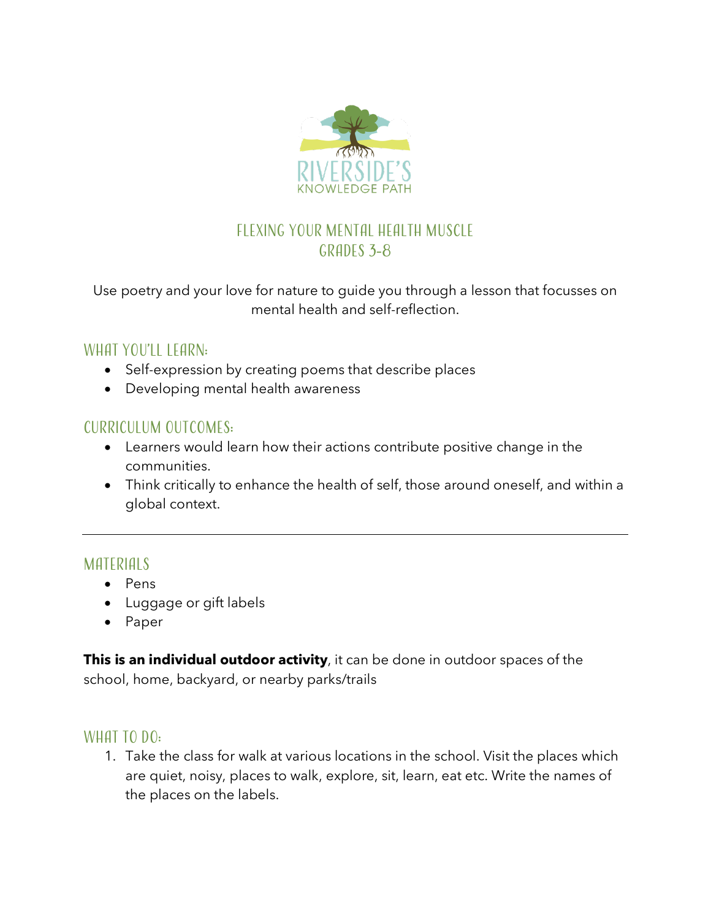RIVERSIDE'S
KNOWLEDGE PATH

# Flexing Your Mental Health Muscle
## Grades 3-8

Use poetry and your love for nature to guide you through a lesson that focusses on mental health and self-reflection.

### What You'll Learn:

- Self-expression by creating poems that describe places
- Developing mental health awareness

### Curriculum Outcomes:

- Learners would learn how their actions contribute positive change in the communities.
- Think critically to enhance the health of self, those around oneself, and within a global context.

---

### Materials

- Pens
- Luggage or gift labels
- Paper

**This is an individual outdoor activity**, it can be done in outdoor spaces of the school, home, backyard, or nearby parks/trails

### What to do:

1. Take the class for walk at various locations in the school. Visit the places which are quiet, noisy, places to walk, explore, sit, learn, eat etc. Write the names of the places on the labels.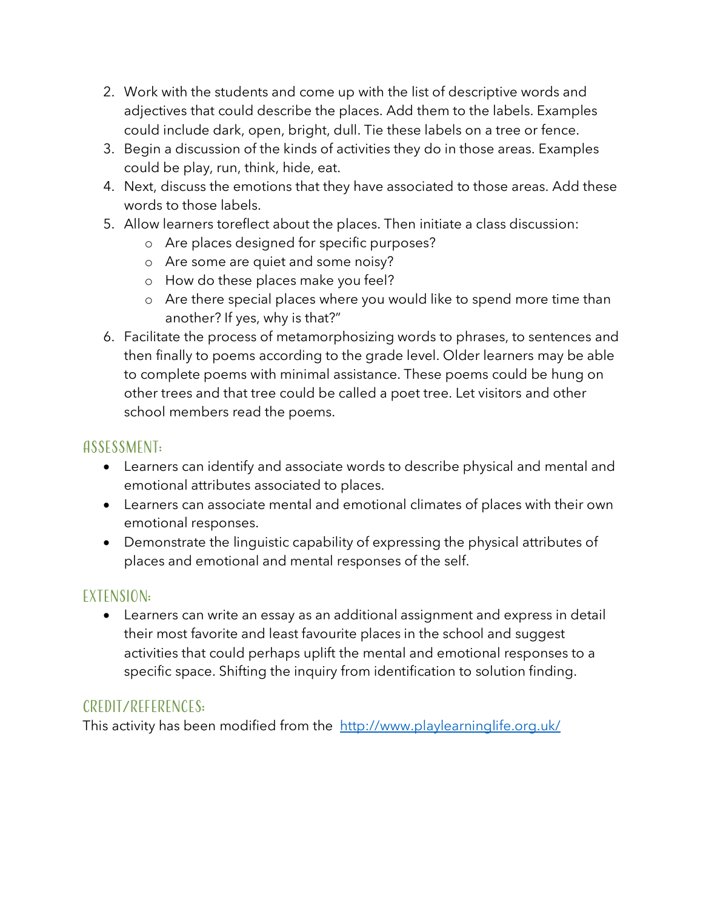2. Work with the students and come up with the list of descriptive words and adjectives that could describe the places. Add them to the labels. Examples could include dark, open, bright, dull. Tie these labels on a tree or fence.
3. Begin a discussion of the kinds of activities they do in those areas. Examples could be play, run, think, hide, eat.
4. Next, discuss the emotions that they have associated to those areas. Add these words to those labels.
5. Allow learners toreflect about the places. Then initiate a class discussion:
   - Are places designed for specific purposes?
   - Are some are quiet and some noisy?
   - How do these places make you feel?
   - Are there special places where you would like to spend more time than another? If yes, why is that?"
6. Facilitate the process of metamorphosizing words to phrases, to sentences and then finally to poems according to the grade level. Older learners may be able to complete poems with minimal assistance. These poems could be hung on other trees and that tree could be called a poet tree. Let visitors and other school members read the poems.

## Assessment:

- Learners can identify and associate words to describe physical and mental and emotional attributes associated to places.
- Learners can associate mental and emotional climates of places with their own emotional responses.
- Demonstrate the linguistic capability of expressing the physical attributes of places and emotional and mental responses of the self.

## Extension:

- Learners can write an essay as an additional assignment and express in detail their most favorite and least favourite places in the school and suggest activities that could perhaps uplift the mental and emotional responses to a specific space. Shifting the inquiry from identification to solution finding.

## Credit/References:

This activity has been modified from the [http://www.playlearninglife.org.uk/](http://www.playlearninglife.org.uk/)